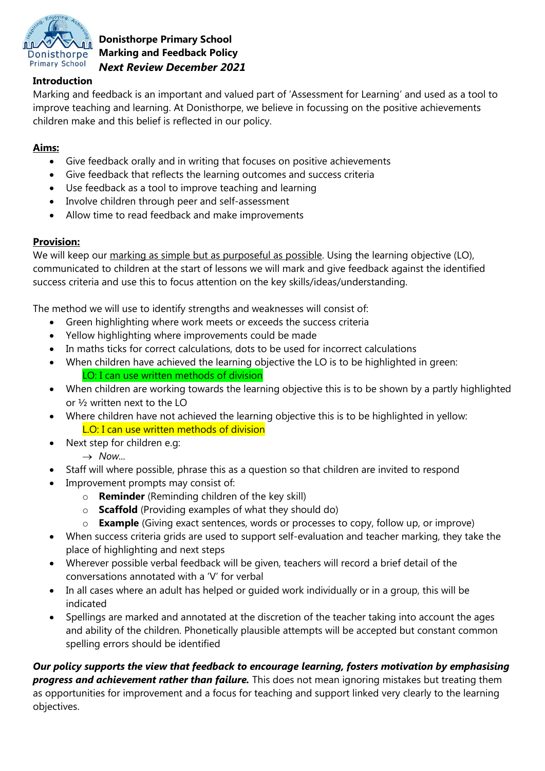**Donisthorpe Primary School**
**Marking and Feedback Policy**
***Next Review December 2021***

**Introduction**

Marking and feedback is an important and valued part of 'Assessment for Learning' and used as a tool to improve teaching and learning. At Donisthorpe, we believe in focussing on the positive achievements children make and this belief is reflected in our policy.

**Aims:**

- Give feedback orally and in writing that focuses on positive achievements
- Give feedback that reflects the learning outcomes and success criteria
- Use feedback as a tool to improve teaching and learning
- Involve children through peer and self-assessment
- Allow time to read feedback and make improvements

**Provision:**

We will keep our marking as simple but as purposeful as possible. Using the learning objective (LO), communicated to children at the start of lessons we will mark and give feedback against the identified success criteria and use this to focus attention on the key skills/ideas/understanding.

The method we will use to identify strengths and weaknesses will consist of:

- Green highlighting where work meets or exceeds the success criteria
- Yellow highlighting where improvements could be made
- In maths ticks for correct calculations, dots to be used for incorrect calculations
- When children have achieved the learning objective the LO is to be highlighted in green:
  LO: I can use written methods of division
- When children are working towards the learning objective this is to be shown by a partly highlighted or ½ written next to the LO
- Where children have not achieved the learning objective this is to be highlighted in yellow:
  L.O: I can use written methods of division
- Next step for children e.g:
  → *Now…*
- Staff will where possible, phrase this as a question so that children are invited to respond
- Improvement prompts may consist of:
  - **Reminder** (Reminding children of the key skill)
  - **Scaffold** (Providing examples of what they should do)
  - **Example** (Giving exact sentences, words or processes to copy, follow up, or improve)
- When success criteria grids are used to support self-evaluation and teacher marking, they take the place of highlighting and next steps
- Wherever possible verbal feedback will be given, teachers will record a brief detail of the conversations annotated with a 'V' for verbal
- In all cases where an adult has helped or guided work individually or in a group, this will be indicated
- Spellings are marked and annotated at the discretion of the teacher taking into account the ages and ability of the children. Phonetically plausible attempts will be accepted but constant common spelling errors should be identified

***Our policy supports the view that feedback to encourage learning, fosters motivation by emphasising progress and achievement rather than failure.*** This does not mean ignoring mistakes but treating them as opportunities for improvement and a focus for teaching and support linked very clearly to the learning objectives.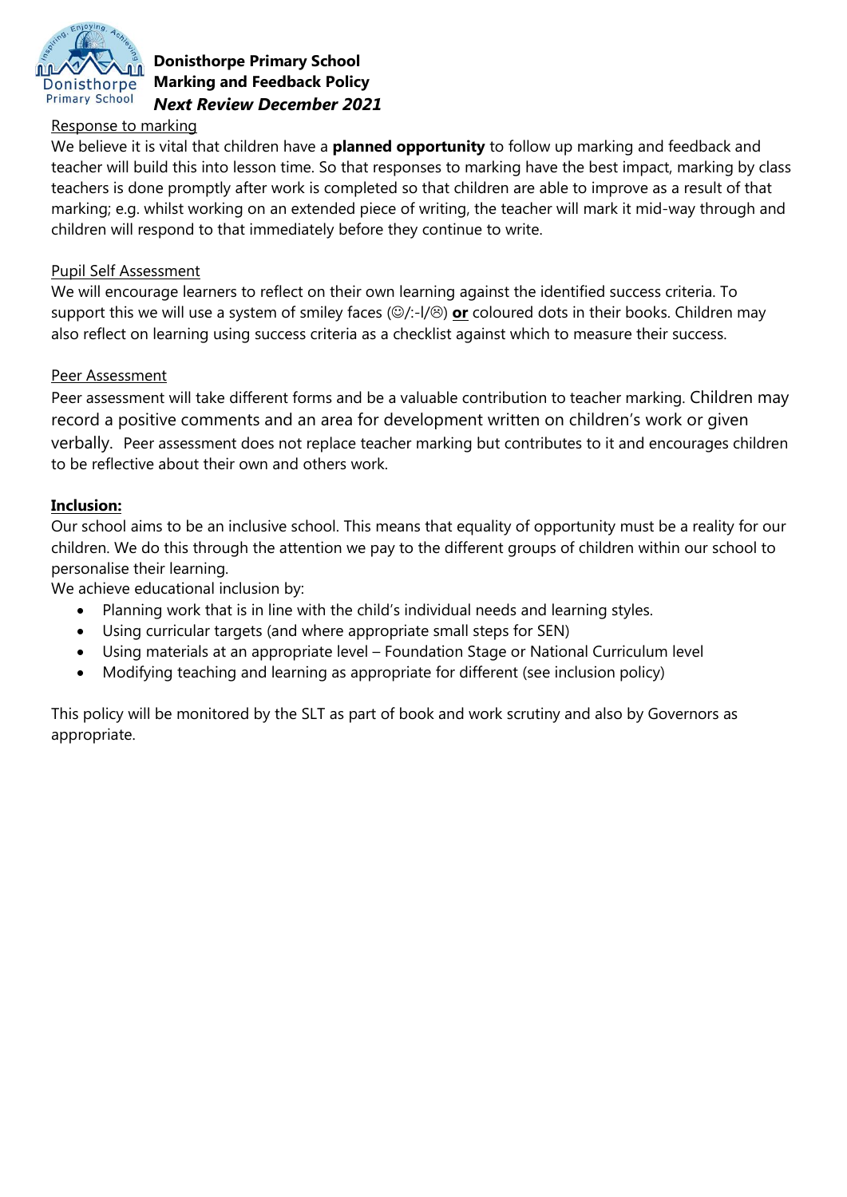Response to marking

We believe it is vital that children have a **planned opportunity** to follow up marking and feedback and teacher will build this into lesson time. So that responses to marking have the best impact, marking by class teachers is done promptly after work is completed so that children are able to improve as a result of that marking; e.g. whilst working on an extended piece of writing, the teacher will mark it mid-way through and children will respond to that immediately before they continue to write.

Pupil Self Assessment

We will encourage learners to reflect on their own learning against the identified success criteria. To support this we will use a system of smiley faces (☺/:-l/☹) **or** coloured dots in their books. Children may also reflect on learning using success criteria as a checklist against which to measure their success.

Peer Assessment

Peer assessment will take different forms and be a valuable contribution to teacher marking. Children may record a positive comments and an area for development written on children's work or given verbally. Peer assessment does not replace teacher marking but contributes to it and encourages children to be reflective about their own and others work.

**Inclusion:**

Our school aims to be an inclusive school. This means that equality of opportunity must be a reality for our children. We do this through the attention we pay to the different groups of children within our school to personalise their learning.

We achieve educational inclusion by:

- Planning work that is in line with the child's individual needs and learning styles.
- Using curricular targets (and where appropriate small steps for SEN)
- Using materials at an appropriate level – Foundation Stage or National Curriculum level
- Modifying teaching and learning as appropriate for different (see inclusion policy)

This policy will be monitored by the SLT as part of book and work scrutiny and also by Governors as appropriate.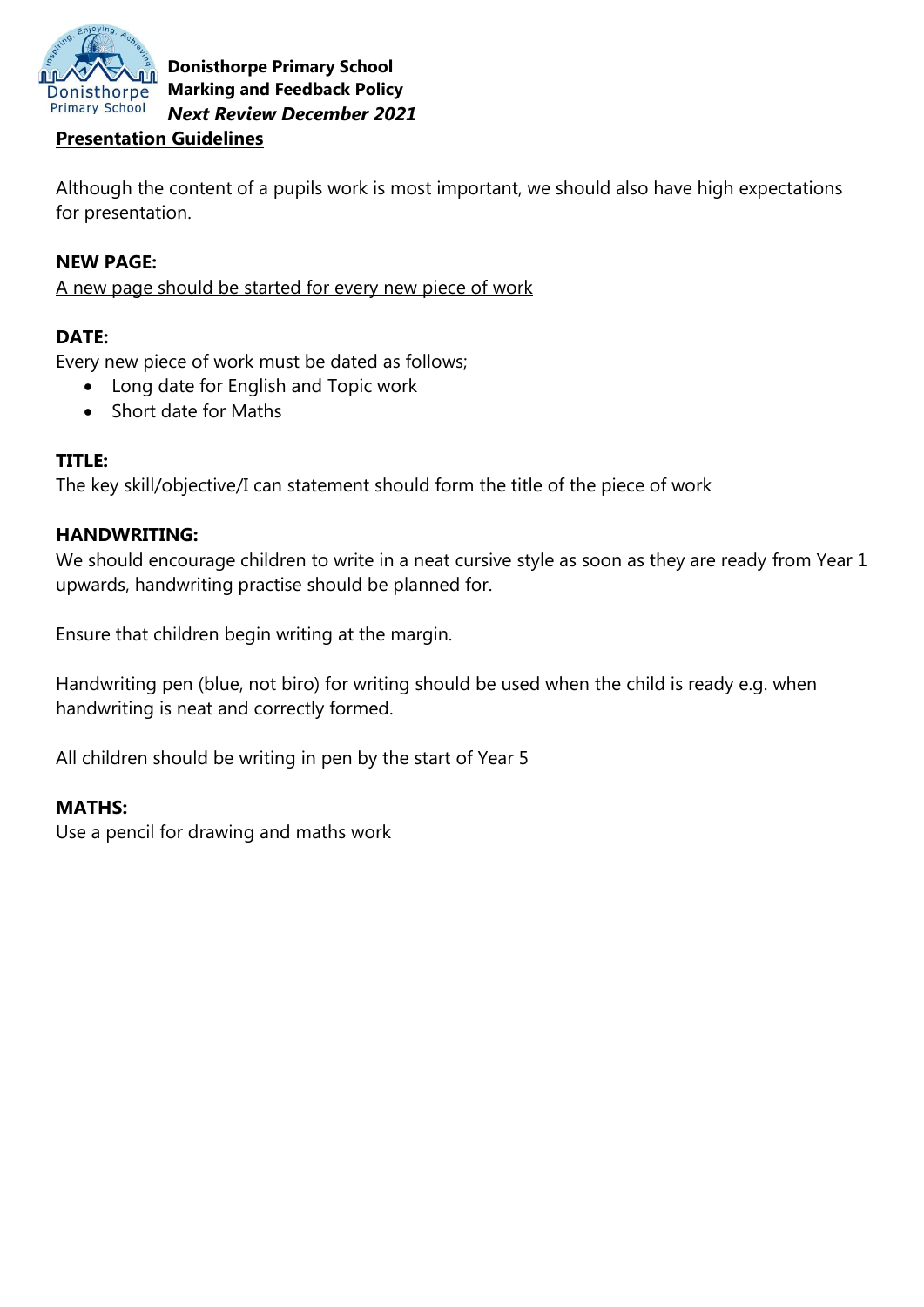**Donisthorpe Primary School**
**Marking and Feedback Policy**
***Next Review December 2021***

## Presentation Guidelines

Although the content of a pupils work is most important, we should also have high expectations for presentation.

**NEW PAGE:**
A new page should be started for every new piece of work

**DATE:**
Every new piece of work must be dated as follows;

- Long date for English and Topic work
- Short date for Maths

**TITLE:**
The key skill/objective/I can statement should form the title of the piece of work

**HANDWRITING:**
We should encourage children to write in a neat cursive style as soon as they are ready from Year 1 upwards, handwriting practise should be planned for.

Ensure that children begin writing at the margin.

Handwriting pen (blue, not biro) for writing should be used when the child is ready e.g. when handwriting is neat and correctly formed.

All children should be writing in pen by the start of Year 5

**MATHS:**
Use a pencil for drawing and maths work